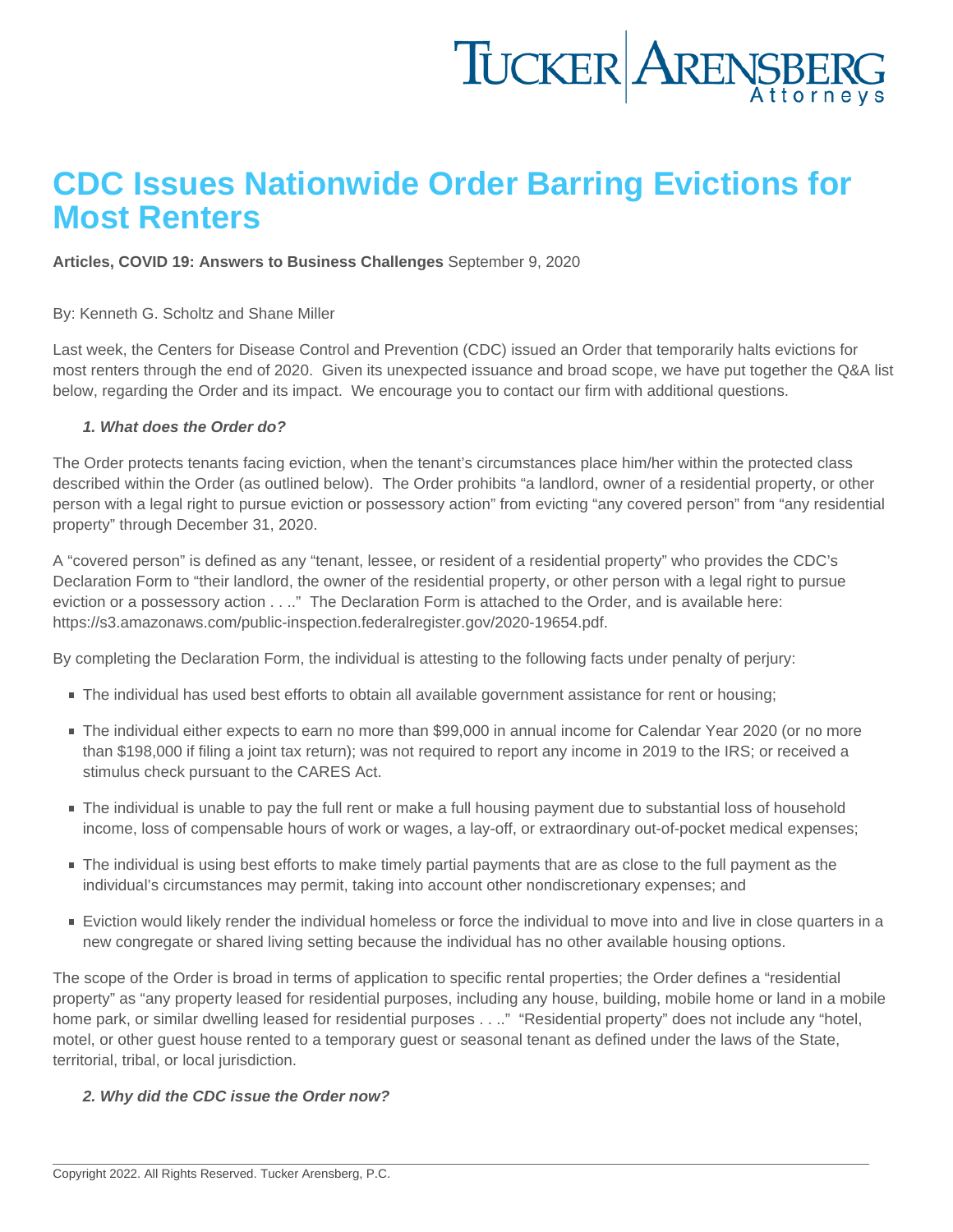# CDC Issues Nationwide Order Barring Evictions for Most Renters

**Articles, COVID 19: Answers to Business Challenges** September 9, 2020

By: Kenneth G. Scholtz and Shane Miller

Last week, the Centers for Disease Control and Prevention (CDC) issued an Order that temporarily halts evictions for most renters through the end of 2020. Given its unexpected issuance and broad scope, we have put together the Q&A list below, regarding the Order and its impact. We encourage you to contact our firm with additional questions.

***1. What does the Order do?***

The Order protects tenants facing eviction, when the tenant's circumstances place him/her within the protected class described within the Order (as outlined below). The Order prohibits "a landlord, owner of a residential property, or other person with a legal right to pursue eviction or possessory action" from evicting "any covered person" from "any residential property" through December 31, 2020.

A "covered person" is defined as any "tenant, lessee, or resident of a residential property" who provides the CDC's Declaration Form to "their landlord, the owner of the residential property, or other person with a legal right to pursue eviction or a possessory action . . .." The Declaration Form is attached to the Order, and is available here: https://s3.amazonaws.com/public-inspection.federalregister.gov/2020-19654.pdf.

By completing the Declaration Form, the individual is attesting to the following facts under penalty of perjury:

- The individual has used best efforts to obtain all available government assistance for rent or housing;
- The individual either expects to earn no more than $99,000 in annual income for Calendar Year 2020 (or no more than $198,000 if filing a joint tax return); was not required to report any income in 2019 to the IRS; or received a stimulus check pursuant to the CARES Act.
- The individual is unable to pay the full rent or make a full housing payment due to substantial loss of household income, loss of compensable hours of work or wages, a lay-off, or extraordinary out-of-pocket medical expenses;
- The individual is using best efforts to make timely partial payments that are as close to the full payment as the individual's circumstances may permit, taking into account other nondiscretionary expenses; and
- Eviction would likely render the individual homeless or force the individual to move into and live in close quarters in a new congregate or shared living setting because the individual has no other available housing options.

The scope of the Order is broad in terms of application to specific rental properties; the Order defines a "residential property" as "any property leased for residential purposes, including any house, building, mobile home or land in a mobile home park, or similar dwelling leased for residential purposes . . .." "Residential property" does not include any "hotel, motel, or other guest house rented to a temporary guest or seasonal tenant as defined under the laws of the State, territorial, tribal, or local jurisdiction.

***2. Why did the CDC issue the Order now?***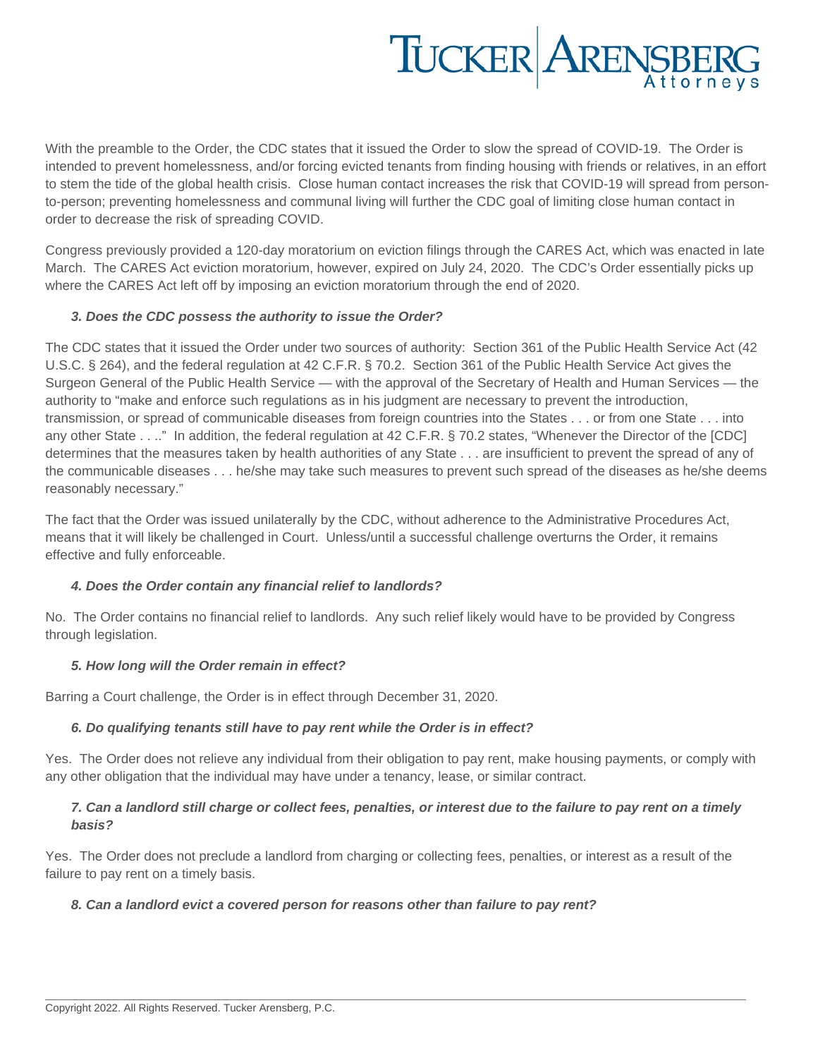With the preamble to the Order, the CDC states that it issued the Order to slow the spread of COVID-19. The Order is intended to prevent homelessness, and/or forcing evicted tenants from finding housing with friends or relatives, in an effort to stem the tide of the global health crisis. Close human contact increases the risk that COVID-19 will spread from person-to-person; preventing homelessness and communal living will further the CDC goal of limiting close human contact in order to decrease the risk of spreading COVID.

Congress previously provided a 120-day moratorium on eviction filings through the CARES Act, which was enacted in late March. The CARES Act eviction moratorium, however, expired on July 24, 2020. The CDC's Order essentially picks up where the CARES Act left off by imposing an eviction moratorium through the end of 2020.

***3. Does the CDC possess the authority to issue the Order?***

The CDC states that it issued the Order under two sources of authority: Section 361 of the Public Health Service Act (42 U.S.C. § 264), and the federal regulation at 42 C.F.R. § 70.2. Section 361 of the Public Health Service Act gives the Surgeon General of the Public Health Service — with the approval of the Secretary of Health and Human Services — the authority to "make and enforce such regulations as in his judgment are necessary to prevent the introduction, transmission, or spread of communicable diseases from foreign countries into the States . . . or from one State . . . into any other State . . .." In addition, the federal regulation at 42 C.F.R. § 70.2 states, "Whenever the Director of the [CDC] determines that the measures taken by health authorities of any State . . . are insufficient to prevent the spread of any of the communicable diseases . . . he/she may take such measures to prevent such spread of the diseases as he/she deems reasonably necessary."

The fact that the Order was issued unilaterally by the CDC, without adherence to the Administrative Procedures Act, means that it will likely be challenged in Court. Unless/until a successful challenge overturns the Order, it remains effective and fully enforceable.

***4. Does the Order contain any financial relief to landlords?***

No. The Order contains no financial relief to landlords. Any such relief likely would have to be provided by Congress through legislation.

***5. How long will the Order remain in effect?***

Barring a Court challenge, the Order is in effect through December 31, 2020.

***6. Do qualifying tenants still have to pay rent while the Order is in effect?***

Yes. The Order does not relieve any individual from their obligation to pay rent, make housing payments, or comply with any other obligation that the individual may have under a tenancy, lease, or similar contract.

***7. Can a landlord still charge or collect fees, penalties, or interest due to the failure to pay rent on a timely basis?***

Yes. The Order does not preclude a landlord from charging or collecting fees, penalties, or interest as a result of the failure to pay rent on a timely basis.

***8. Can a landlord evict a covered person for reasons other than failure to pay rent?***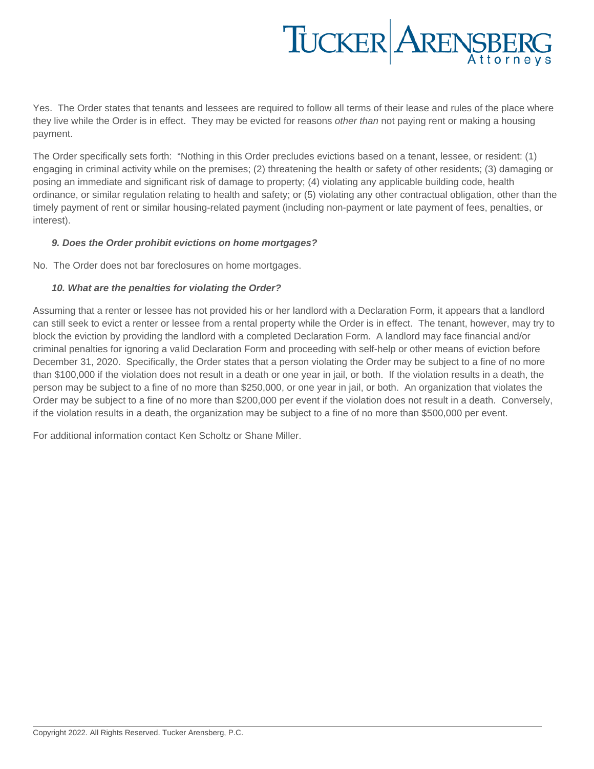Yes. The Order states that tenants and lessees are required to follow all terms of their lease and rules of the place where they live while the Order is in effect. They may be evicted for reasons *other than* not paying rent or making a housing payment.

The Order specifically sets forth: "Nothing in this Order precludes evictions based on a tenant, lessee, or resident: (1) engaging in criminal activity while on the premises; (2) threatening the health or safety of other residents; (3) damaging or posing an immediate and significant risk of damage to property; (4) violating any applicable building code, health ordinance, or similar regulation relating to health and safety; or (5) violating any other contractual obligation, other than the timely payment of rent or similar housing-related payment (including non-payment or late payment of fees, penalties, or interest).

***9. Does the Order prohibit evictions on home mortgages?***

No. The Order does not bar foreclosures on home mortgages.

***10. What are the penalties for violating the Order?***

Assuming that a renter or lessee has not provided his or her landlord with a Declaration Form, it appears that a landlord can still seek to evict a renter or lessee from a rental property while the Order is in effect. The tenant, however, may try to block the eviction by providing the landlord with a completed Declaration Form. A landlord may face financial and/or criminal penalties for ignoring a valid Declaration Form and proceeding with self-help or other means of eviction before December 31, 2020. Specifically, the Order states that a person violating the Order may be subject to a fine of no more than $100,000 if the violation does not result in a death or one year in jail, or both. If the violation results in a death, the person may be subject to a fine of no more than $250,000, or one year in jail, or both. An organization that violates the Order may be subject to a fine of no more than $200,000 per event if the violation does not result in a death. Conversely, if the violation results in a death, the organization may be subject to a fine of no more than $500,000 per event.

For additional information contact Ken Scholtz or Shane Miller.